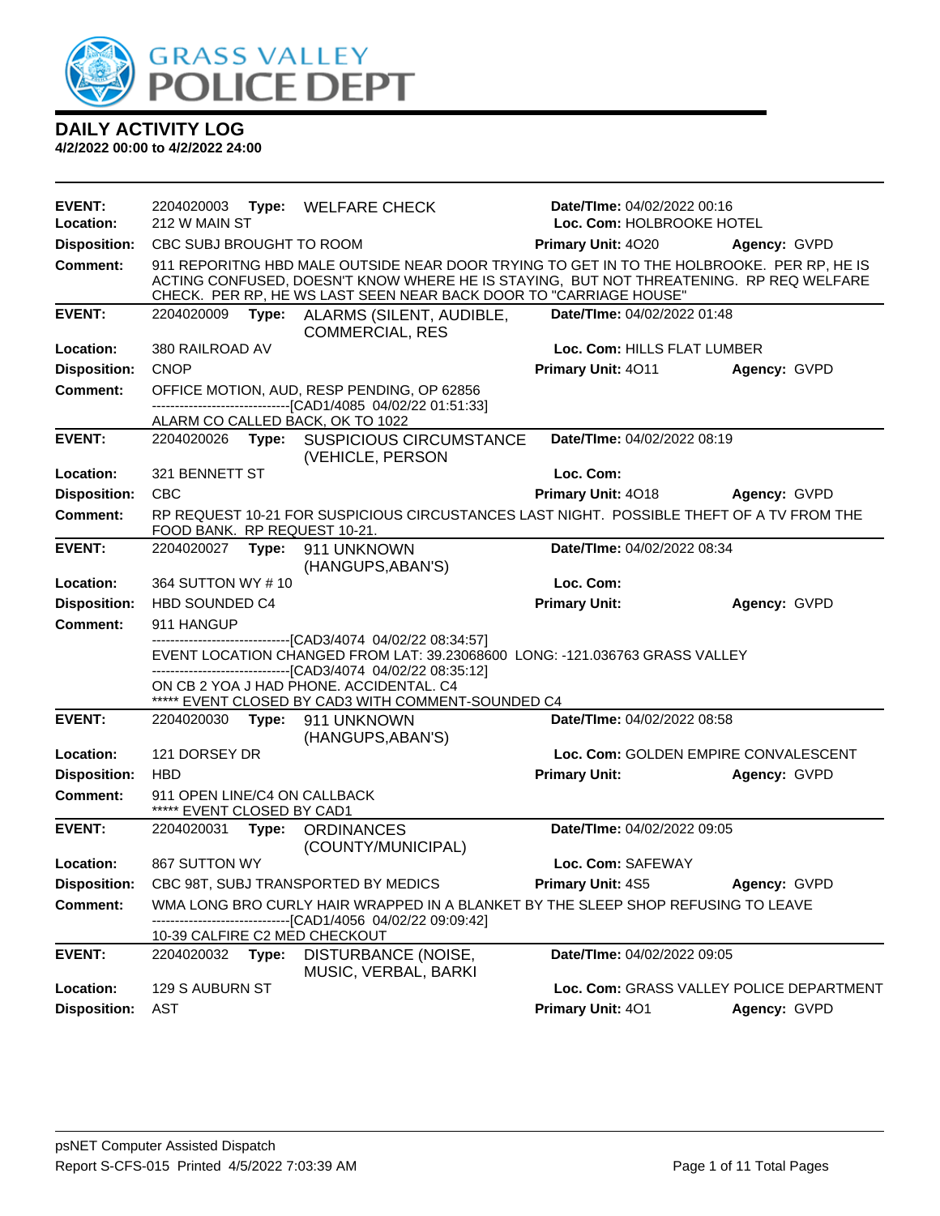# DAILY ACTIVITY LOG

**4/2/2022 00:00 to 4/2/2022 24:00**

| | | | |
|---|---|---|---|
| **EVENT:** | 2204020003 **Type:** WELFARE CHECK | **Date/TIme:** 04/02/2022 00:16 | |
| **Location:** | 212 W MAIN ST | **Loc. Com:** HOLBROOKE HOTEL | |
| **Disposition:** | CBC SUBJ BROUGHT TO ROOM | **Primary Unit:** 4O20 | **Agency:** GVPD |
| **Comment:** | 911 REPORITNG HBD MALE OUTSIDE NEAR DOOR TRYING TO GET IN TO THE HOLBROOKE. PER RP, HE IS ACTING CONFUSED, DOESN'T KNOW WHERE HE IS STAYING, BUT NOT THREATENING. RP REQ WELFARE CHECK. PER RP, HE WS LAST SEEN NEAR BACK DOOR TO "CARRIAGE HOUSE" | | |
| **EVENT:** | 2204020009 **Type:** ALARMS (SILENT, AUDIBLE, COMMERCIAL, RES | **Date/TIme:** 04/02/2022 01:48 | |
| **Location:** | 380 RAILROAD AV | **Loc. Com:** HILLS FLAT LUMBER | |
| **Disposition:** | CNOP | **Primary Unit:** 4O11 | **Agency:** GVPD |
| **Comment:** | OFFICE MOTION, AUD, RESP PENDING, OP 62856<br>-------------------------------[CAD1/4085 04/02/22 01:51:33]<br>ALARM CO CALLED BACK, OK TO 1022 | | |
| **EVENT:** | 2204020026 **Type:** SUSPICIOUS CIRCUMSTANCE (VEHICLE, PERSON | **Date/TIme:** 04/02/2022 08:19 | |
| **Location:** | 321 BENNETT ST | **Loc. Com:** | |
| **Disposition:** | CBC | **Primary Unit:** 4O18 | **Agency:** GVPD |
| **Comment:** | RP REQUEST 10-21 FOR SUSPICIOUS CIRCUSTANCES LAST NIGHT. POSSIBLE THEFT OF A TV FROM THE FOOD BANK. RP REQUEST 10-21. | | |
| **EVENT:** | 2204020027 **Type:** 911 UNKNOWN (HANGUPS,ABAN'S) | **Date/TIme:** 04/02/2022 08:34 | |
| **Location:** | 364 SUTTON WY # 10 | **Loc. Com:** | |
| **Disposition:** | HBD SOUNDED C4 | **Primary Unit:** | **Agency:** GVPD |
| **Comment:** | 911 HANGUP<br>-------------------------------[CAD3/4074 04/02/22 08:34:57]<br>EVENT LOCATION CHANGED FROM LAT: 39.23068600 LONG: -121.036763 GRASS VALLEY<br>-------------------------------[CAD3/4074 04/02/22 08:35:12]<br>ON CB 2 YOA J HAD PHONE. ACCIDENTAL. C4<br>***** EVENT CLOSED BY CAD3 WITH COMMENT-SOUNDED C4 | | |
| **EVENT:** | 2204020030 **Type:** 911 UNKNOWN (HANGUPS,ABAN'S) | **Date/TIme:** 04/02/2022 08:58 | |
| **Location:** | 121 DORSEY DR | **Loc. Com:** GOLDEN EMPIRE CONVALESCENT | |
| **Disposition:** | HBD | **Primary Unit:** | **Agency:** GVPD |
| **Comment:** | 911 OPEN LINE/C4 ON CALLBACK<br>***** EVENT CLOSED BY CAD1 | | |
| **EVENT:** | 2204020031 **Type:** ORDINANCES (COUNTY/MUNICIPAL) | **Date/TIme:** 04/02/2022 09:05 | |
| **Location:** | 867 SUTTON WY | **Loc. Com:** SAFEWAY | |
| **Disposition:** | CBC 98T, SUBJ TRANSPORTED BY MEDICS | **Primary Unit:** 4S5 | **Agency:** GVPD |
| **Comment:** | WMA LONG BRO CURLY HAIR WRAPPED IN A BLANKET BY THE SLEEP SHOP REFUSING TO LEAVE<br>-------------------------------[CAD1/4056 04/02/22 09:09:42]<br>10-39 CALFIRE C2 MED CHECKOUT | | |
| **EVENT:** | 2204020032 **Type:** DISTURBANCE (NOISE, MUSIC, VERBAL, BARKI | **Date/TIme:** 04/02/2022 09:05 | |
| **Location:** | 129 S AUBURN ST | **Loc. Com:** GRASS VALLEY POLICE DEPARTMENT | |
| **Disposition:** | AST | **Primary Unit:** 4O1 | **Agency:** GVPD |

psNET Computer Assisted Dispatch
Report S-CFS-015 Printed 4/5/2022 7:03:39 AM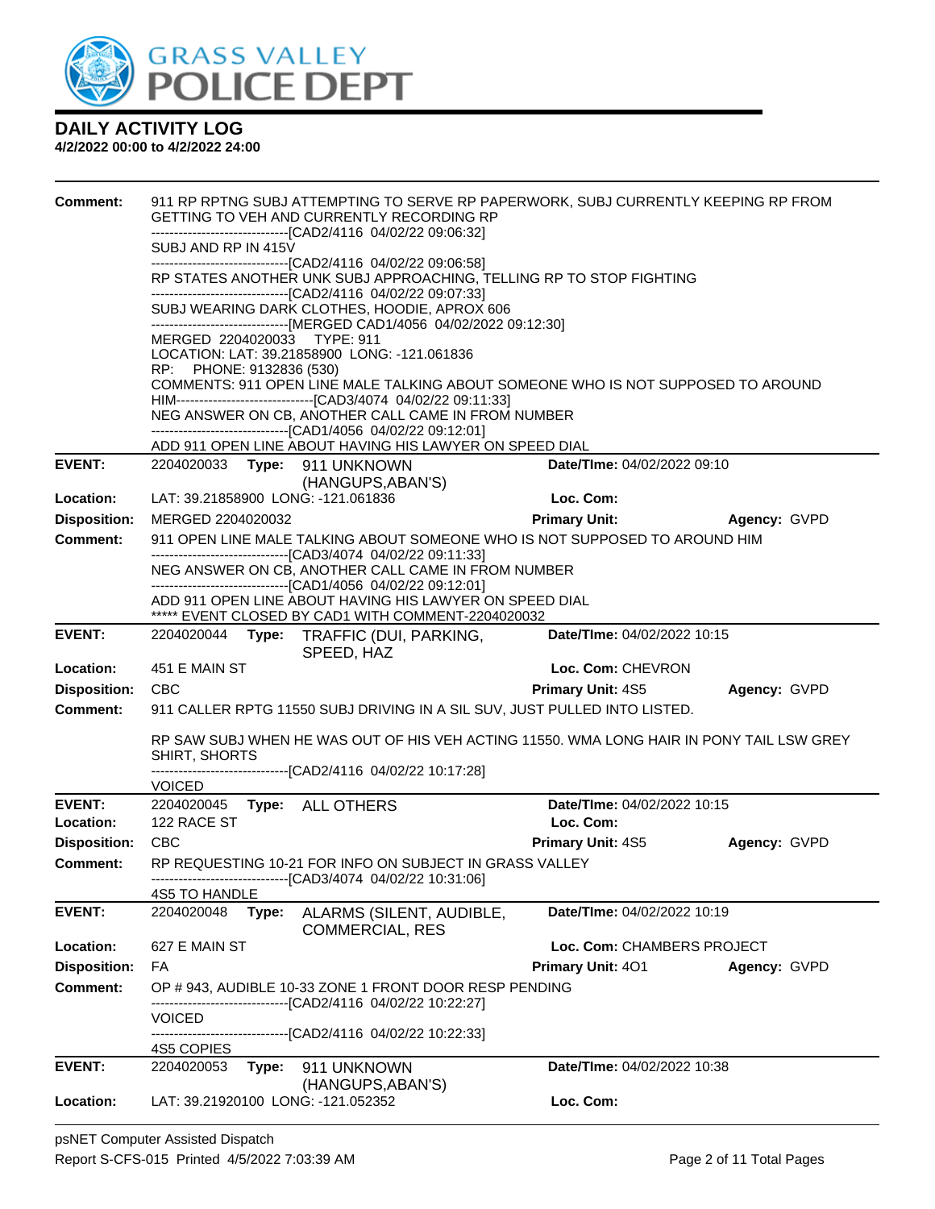# DAILY ACTIVITY LOG

**4/2/2022 00:00 to 4/2/2022 24:00**

**Comment:** 911 RP RPTNG SUBJ ATTEMPTING TO SERVE RP PAPERWORK, SUBJ CURRENTLY KEEPING RP FROM GETTING TO VEH AND CURRENTLY RECORDING RP
------------------------------[CAD2/4116 04/02/22 09:06:32]
SUBJ AND RP IN 415V
------------------------------[CAD2/4116 04/02/22 09:06:58]
RP STATES ANOTHER UNK SUBJ APPROACHING, TELLING RP TO STOP FIGHTING
------------------------------[CAD2/4116 04/02/22 09:07:33]
SUBJ WEARING DARK CLOTHES, HOODIE, APROX 606
------------------------------[MERGED CAD1/4056 04/02/2022 09:12:30]
MERGED 2204020033 TYPE: 911
LOCATION: LAT: 39.21858900 LONG: -121.061836
RP: PHONE: 9132836 (530)
COMMENTS: 911 OPEN LINE MALE TALKING ABOUT SOMEONE WHO IS NOT SUPPOSED TO AROUND HIM------------------------------[CAD3/4074 04/02/22 09:11:33]
NEG ANSWER ON CB, ANOTHER CALL CAME IN FROM NUMBER
------------------------------[CAD1/4056 04/02/22 09:12:01]
ADD 911 OPEN LINE ABOUT HAVING HIS LAWYER ON SPEED DIAL

---

**EVENT:** 2204020033 **Type:** 911 UNKNOWN (HANGUPS,ABAN'S) **Date/TIme:** 04/02/2022 09:10
**Location:** LAT: 39.21858900 LONG: -121.061836 **Loc. Com:**
**Disposition:** MERGED 2204020032 **Primary Unit:** **Agency:** GVPD
**Comment:** 911 OPEN LINE MALE TALKING ABOUT SOMEONE WHO IS NOT SUPPOSED TO AROUND HIM
------------------------------[CAD3/4074 04/02/22 09:11:33]
NEG ANSWER ON CB, ANOTHER CALL CAME IN FROM NUMBER
------------------------------[CAD1/4056 04/02/22 09:12:01]
ADD 911 OPEN LINE ABOUT HAVING HIS LAWYER ON SPEED DIAL
***** EVENT CLOSED BY CAD1 WITH COMMENT-2204020032

---

**EVENT:** 2204020044 **Type:** TRAFFIC (DUI, PARKING, SPEED, HAZ **Date/TIme:** 04/02/2022 10:15
**Location:** 451 E MAIN ST **Loc. Com:** CHEVRON
**Disposition:** CBC **Primary Unit:** 4S5 **Agency:** GVPD
**Comment:** 911 CALLER RPTG 11550 SUBJ DRIVING IN A SIL SUV, JUST PULLED INTO LISTED.

RP SAW SUBJ WHEN HE WAS OUT OF HIS VEH ACTING 11550. WMA LONG HAIR IN PONY TAIL LSW GREY SHIRT, SHORTS
------------------------------[CAD2/4116 04/02/22 10:17:28]
VOICED

---

**EVENT:** 2204020045 **Type:** ALL OTHERS **Date/TIme:** 04/02/2022 10:15
**Location:** 122 RACE ST **Loc. Com:**
**Disposition:** CBC **Primary Unit:** 4S5 **Agency:** GVPD
**Comment:** RP REQUESTING 10-21 FOR INFO ON SUBJECT IN GRASS VALLEY
------------------------------[CAD3/4074 04/02/22 10:31:06]
4S5 TO HANDLE

---

**EVENT:** 2204020048 **Type:** ALARMS (SILENT, AUDIBLE, COMMERCIAL, RES **Date/TIme:** 04/02/2022 10:19
**Location:** 627 E MAIN ST **Loc. Com:** CHAMBERS PROJECT
**Disposition:** FA **Primary Unit:** 4O1 **Agency:** GVPD
**Comment:** OP # 943, AUDIBLE 10-33 ZONE 1 FRONT DOOR RESP PENDING
------------------------------[CAD2/4116 04/02/22 10:22:27]
VOICED
------------------------------[CAD2/4116 04/02/22 10:22:33]
4S5 COPIES

---

**EVENT:** 2204020053 **Type:** 911 UNKNOWN (HANGUPS,ABAN'S) **Date/TIme:** 04/02/2022 10:38
**Location:** LAT: 39.21920100 LONG: -121.052352 **Loc. Com:**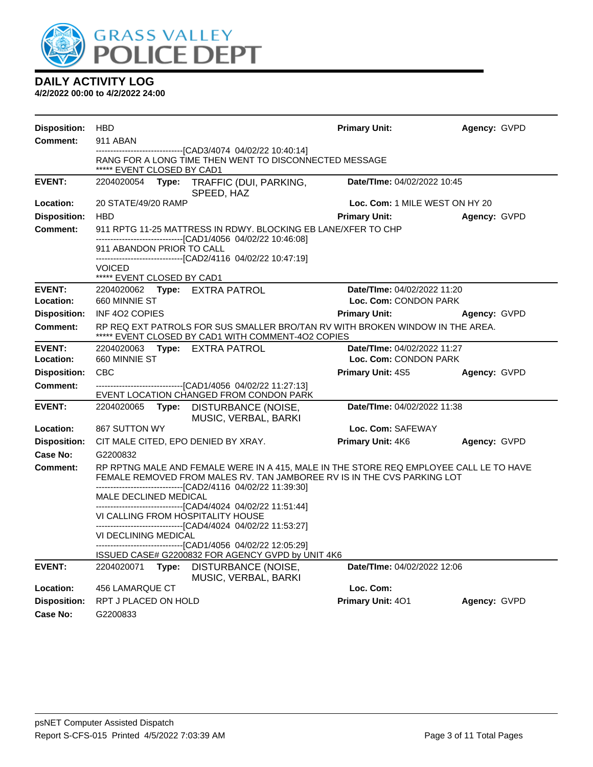# DAILY ACTIVITY LOG

**4/2/2022 00:00 to 4/2/2022 24:00**

**Disposition:** HBD **Primary Unit:** **Agency:** GVPD

**Comment:** 911 ABAN

------------------------------[CAD3/4074 04/02/22 10:40:14]

RANG FOR A LONG TIME THEN WENT TO DISCONNECTED MESSAGE

***** EVENT CLOSED BY CAD1

---

**EVENT:** 2204020054 **Type:** TRAFFIC (DUI, PARKING, SPEED, HAZ **Date/TIme:** 04/02/2022 10:45

**Location:** 20 STATE/49/20 RAMP **Loc. Com:** 1 MILE WEST ON HY 20

**Disposition:** HBD **Primary Unit:** **Agency:** GVPD

**Comment:** 911 RPTG 11-25 MATTRESS IN RDWY. BLOCKING EB LANE/XFER TO CHP

------------------------------[CAD1/4056 04/02/22 10:46:08]

911 ABANDON PRIOR TO CALL

------------------------------[CAD2/4116 04/02/22 10:47:19]

VOICED

***** EVENT CLOSED BY CAD1

---

**EVENT:** 2204020062 **Type:** EXTRA PATROL **Date/TIme:** 04/02/2022 11:20

**Location:** 660 MINNIE ST **Loc. Com:** CONDON PARK

**Disposition:** INF 4O2 COPIES **Primary Unit:** **Agency:** GVPD

**Comment:** RP REQ EXT PATROLS FOR SUS SMALLER BRO/TAN RV WITH BROKEN WINDOW IN THE AREA.

***** EVENT CLOSED BY CAD1 WITH COMMENT-4O2 COPIES

---

**EVENT:** 2204020063 **Type:** EXTRA PATROL **Date/TIme:** 04/02/2022 11:27

**Location:** 660 MINNIE ST **Loc. Com:** CONDON PARK

**Disposition:** CBC **Primary Unit:** 4S5 **Agency:** GVPD

**Comment:** ------------------------------[CAD1/4056 04/02/22 11:27:13]

EVENT LOCATION CHANGED FROM CONDON PARK

---

**EVENT:** 2204020065 **Type:** DISTURBANCE (NOISE, MUSIC, VERBAL, BARKI **Date/TIme:** 04/02/2022 11:38

**Location:** 867 SUTTON WY **Loc. Com:** SAFEWAY

**Disposition:** CIT MALE CITED, EPO DENIED BY XRAY. **Primary Unit:** 4K6 **Agency:** GVPD

**Case No:** G2200832

**Comment:** RP RPTNG MALE AND FEMALE WERE IN A 415, MALE IN THE STORE REQ EMPLOYEE CALL LE TO HAVE FEMALE REMOVED FROM MALES RV. TAN JAMBOREE RV IS IN THE CVS PARKING LOT

------------------------------[CAD2/4116 04/02/22 11:39:30]

MALE DECLINED MEDICAL

------------------------------[CAD4/4024 04/02/22 11:51:44]

VI CALLING FROM HOSPITALITY HOUSE

------------------------------[CAD4/4024 04/02/22 11:53:27]

VI DECLINING MEDICAL

------------------------------[CAD1/4056 04/02/22 12:05:29]

ISSUED CASE# G2200832 FOR AGENCY GVPD by UNIT 4K6

---

**EVENT:** 2204020071 **Type:** DISTURBANCE (NOISE, MUSIC, VERBAL, BARKI **Date/TIme:** 04/02/2022 12:06

**Location:** 456 LAMARQUE CT **Loc. Com:**

**Disposition:** RPT J PLACED ON HOLD **Primary Unit:** 4O1 **Agency:** GVPD

**Case No:** G2200833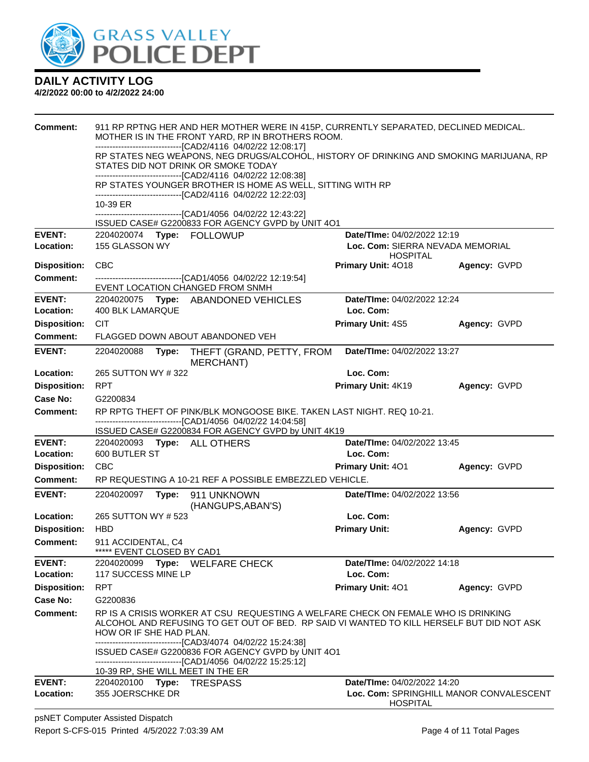# DAILY ACTIVITY LOG

**4/2/2022 00:00 to 4/2/2022 24:00**

**Comment:** 911 RP RPTNG HER AND HER MOTHER WERE IN 415P, CURRENTLY SEPARATED, DECLINED MEDICAL. MOTHER IS IN THE FRONT YARD, RP IN BROTHERS ROOM.
------------------------------[CAD2/4116 04/02/22 12:08:17]
RP STATES NEG WEAPONS, NEG DRUGS/ALCOHOL, HISTORY OF DRINKING AND SMOKING MARIJUANA, RP STATES DID NOT DRINK OR SMOKE TODAY
------------------------------[CAD2/4116 04/02/22 12:08:38]
RP STATES YOUNGER BROTHER IS HOME AS WELL, SITTING WITH RP
------------------------------[CAD2/4116 04/02/22 12:22:03]
10-39 ER
------------------------------[CAD1/4056 04/02/22 12:43:22]
ISSUED CASE# G2200833 FOR AGENCY GVPD by UNIT 4O1

---

**EVENT:** 2204020074 **Type:** FOLLOWUP **Date/TIme:** 04/02/2022 12:19
**Location:** 155 GLASSON WY **Loc. Com:** SIERRA NEVADA MEMORIAL HOSPITAL
**Disposition:** CBC **Primary Unit:** 4O18 **Agency:** GVPD
**Comment:** ------------------------------[CAD1/4056 04/02/22 12:19:54]
EVENT LOCATION CHANGED FROM SNMH

---

**EVENT:** 2204020075 **Type:** ABANDONED VEHICLES **Date/TIme:** 04/02/2022 12:24
**Location:** 400 BLK LAMARQUE **Loc. Com:**
**Disposition:** CIT **Primary Unit:** 4S5 **Agency:** GVPD
**Comment:** FLAGGED DOWN ABOUT ABANDONED VEH

---

**EVENT:** 2204020088 **Type:** THEFT (GRAND, PETTY, FROM MERCHANT) **Date/TIme:** 04/02/2022 13:27
**Location:** 265 SUTTON WY # 322 **Loc. Com:**
**Disposition:** RPT **Primary Unit:** 4K19 **Agency:** GVPD
**Case No:** G2200834
**Comment:** RP RPTG THEFT OF PINK/BLK MONGOOSE BIKE. TAKEN LAST NIGHT. REQ 10-21.
------------------------------[CAD1/4056 04/02/22 14:04:58]
ISSUED CASE# G2200834 FOR AGENCY GVPD by UNIT 4K19

---

**EVENT:** 2204020093 **Type:** ALL OTHERS **Date/TIme:** 04/02/2022 13:45
**Location:** 600 BUTLER ST **Loc. Com:**
**Disposition:** CBC **Primary Unit:** 4O1 **Agency:** GVPD
**Comment:** RP REQUESTING A 10-21 REF A POSSIBLE EMBEZZLED VEHICLE.

---

**EVENT:** 2204020097 **Type:** 911 UNKNOWN (HANGUPS,ABAN'S) **Date/TIme:** 04/02/2022 13:56
**Location:** 265 SUTTON WY # 523 **Loc. Com:**
**Disposition:** HBD **Primary Unit:** **Agency:** GVPD
**Comment:** 911 ACCIDENTAL, C4
***** EVENT CLOSED BY CAD1

---

**EVENT:** 2204020099 **Type:** WELFARE CHECK **Date/TIme:** 04/02/2022 14:18
**Location:** 117 SUCCESS MINE LP **Loc. Com:**
**Disposition:** RPT **Primary Unit:** 4O1 **Agency:** GVPD
**Case No:** G2200836
**Comment:** RP IS A CRISIS WORKER AT CSU REQUESTING A WELFARE CHECK ON FEMALE WHO IS DRINKING ALCOHOL AND REFUSING TO GET OUT OF BED. RP SAID VI WANTED TO KILL HERSELF BUT DID NOT ASK HOW OR IF SHE HAD PLAN.
------------------------------[CAD3/4074 04/02/22 15:24:38]
ISSUED CASE# G2200836 FOR AGENCY GVPD by UNIT 4O1
------------------------------[CAD1/4056 04/02/22 15:25:12]
10-39 RP, SHE WILL MEET IN THE ER

---

**EVENT:** 2204020100 **Type:** TRESPASS **Date/TIme:** 04/02/2022 14:20
**Location:** 355 JOERSCHKE DR **Loc. Com:** SPRINGHILL MANOR CONVALESCENT HOSPITAL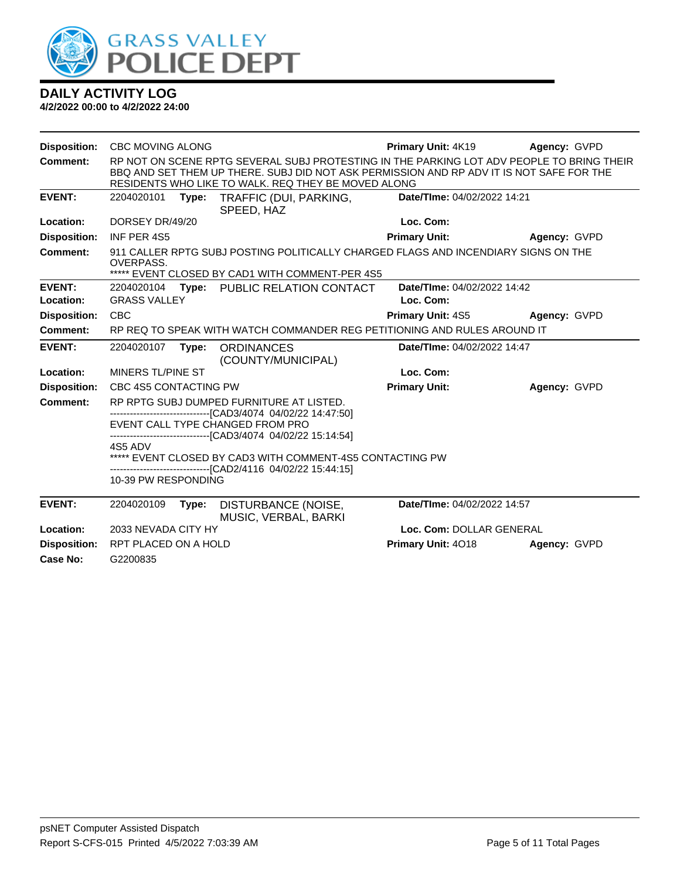# GRASS VALLEY POLICE DEPT

## DAILY ACTIVITY LOG

**4/2/2022 00:00 to 4/2/2022 24:00**

**Disposition:** CBC MOVING ALONG **Primary Unit:** 4K19 **Agency:** GVPD

**Comment:** RP NOT ON SCENE RPTG SEVERAL SUBJ PROTESTING IN THE PARKING LOT ADV PEOPLE TO BRING THEIR BBQ AND SET THEM UP THERE. SUBJ DID NOT ASK PERMISSION AND RP ADV IT IS NOT SAFE FOR THE RESIDENTS WHO LIKE TO WALK. REQ THEY BE MOVED ALONG

---

**EVENT:** 2204020101 **Type:** TRAFFIC (DUI, PARKING, SPEED, HAZ **Date/TIme:** 04/02/2022 14:21

**Location:** DORSEY DR/49/20 **Loc. Com:**

**Disposition:** INF PER 4S5 **Primary Unit:** **Agency:** GVPD

**Comment:** 911 CALLER RPTG SUBJ POSTING POLITICALLY CHARGED FLAGS AND INCENDIARY SIGNS ON THE OVERPASS.
***** EVENT CLOSED BY CAD1 WITH COMMENT-PER 4S5

---

**EVENT:** 2204020104 **Type:** PUBLIC RELATION CONTACT **Date/TIme:** 04/02/2022 14:42

**Location:** GRASS VALLEY **Loc. Com:**

**Disposition:** CBC **Primary Unit:** 4S5 **Agency:** GVPD

**Comment:** RP REQ TO SPEAK WITH WATCH COMMANDER REG PETITIONING AND RULES AROUND IT

---

**EVENT:** 2204020107 **Type:** ORDINANCES (COUNTY/MUNICIPAL) **Date/TIme:** 04/02/2022 14:47

**Location:** MINERS TL/PINE ST **Loc. Com:**

**Disposition:** CBC 4S5 CONTACTING PW **Primary Unit:** **Agency:** GVPD

**Comment:** RP RPTG SUBJ DUMPED FURNITURE AT LISTED.
------------------------------[CAD3/4074 04/02/22 14:47:50]
EVENT CALL TYPE CHANGED FROM PRO
------------------------------[CAD3/4074 04/02/22 15:14:54]
4S5 ADV
***** EVENT CLOSED BY CAD3 WITH COMMENT-4S5 CONTACTING PW
------------------------------[CAD2/4116 04/02/22 15:44:15]
10-39 PW RESPONDING

---

**EVENT:** 2204020109 **Type:** DISTURBANCE (NOISE, MUSIC, VERBAL, BARKI **Date/TIme:** 04/02/2022 14:57

**Location:** 2033 NEVADA CITY HY **Loc. Com:** DOLLAR GENERAL

**Disposition:** RPT PLACED ON A HOLD **Primary Unit:** 4O18 **Agency:** GVPD

**Case No:** G2200835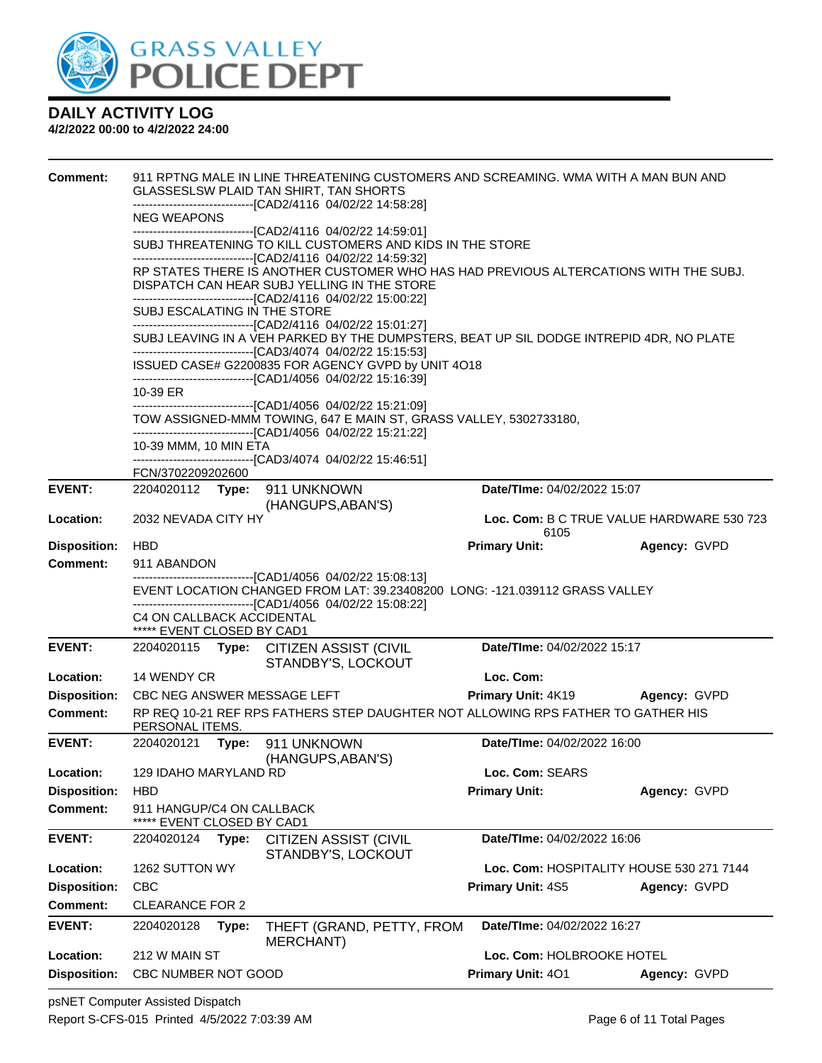# GRASS VALLEY POLICE DEPT

## DAILY ACTIVITY LOG

**4/2/2022 00:00 to 4/2/2022 24:00**

**Comment:** 911 RPTNG MALE IN LINE THREATENING CUSTOMERS AND SCREAMING. WMA WITH A MAN BUN AND GLASSESLSW PLAID TAN SHIRT, TAN SHORTS
------------------------------[CAD2/4116 04/02/22 14:58:28]
NEG WEAPONS
------------------------------[CAD2/4116 04/02/22 14:59:01]
SUBJ THREATENING TO KILL CUSTOMERS AND KIDS IN THE STORE
------------------------------[CAD2/4116 04/02/22 14:59:32]
RP STATES THERE IS ANOTHER CUSTOMER WHO HAS HAD PREVIOUS ALTERCATIONS WITH THE SUBJ. DISPATCH CAN HEAR SUBJ YELLING IN THE STORE
------------------------------[CAD2/4116 04/02/22 15:00:22]
SUBJ ESCALATING IN THE STORE
------------------------------[CAD2/4116 04/02/22 15:01:27]
SUBJ LEAVING IN A VEH PARKED BY THE DUMPSTERS, BEAT UP SIL DODGE INTREPID 4DR, NO PLATE
------------------------------[CAD3/4074 04/02/22 15:15:53]
ISSUED CASE# G2200835 FOR AGENCY GVPD by UNIT 4O18
------------------------------[CAD1/4056 04/02/22 15:16:39]
10-39 ER
------------------------------[CAD1/4056 04/02/22 15:21:09]
TOW ASSIGNED-MMM TOWING, 647 E MAIN ST, GRASS VALLEY, 5302733180,
------------------------------[CAD1/4056 04/02/22 15:21:22]
10-39 MMM, 10 MIN ETA
------------------------------[CAD3/4074 04/02/22 15:46:51]
FCN/3702209202600

---

**EVENT:** 2204020112 **Type:** 911 UNKNOWN (HANGUPS,ABAN'S) **Date/TIme:** 04/02/2022 15:07
**Location:** 2032 NEVADA CITY HY **Loc. Com:** B C TRUE VALUE HARDWARE 530 723 6105
**Disposition:** HBD **Primary Unit:** **Agency:** GVPD
**Comment:** 911 ABANDON
------------------------------[CAD1/4056 04/02/22 15:08:13]
EVENT LOCATION CHANGED FROM LAT: 39.23408200 LONG: -121.039112 GRASS VALLEY
------------------------------[CAD1/4056 04/02/22 15:08:22]
C4 ON CALLBACK ACCIDENTAL
***** EVENT CLOSED BY CAD1

---

**EVENT:** 2204020115 **Type:** CITIZEN ASSIST (CIVIL STANDBY'S, LOCKOUT **Date/TIme:** 04/02/2022 15:17
**Location:** 14 WENDY CR **Loc. Com:**
**Disposition:** CBC NEG ANSWER MESSAGE LEFT **Primary Unit:** 4K19 **Agency:** GVPD
**Comment:** RP REQ 10-21 REF RPS FATHERS STEP DAUGHTER NOT ALLOWING RPS FATHER TO GATHER HIS PERSONAL ITEMS.

---

**EVENT:** 2204020121 **Type:** 911 UNKNOWN (HANGUPS,ABAN'S) **Date/TIme:** 04/02/2022 16:00
**Location:** 129 IDAHO MARYLAND RD **Loc. Com:** SEARS
**Disposition:** HBD **Primary Unit:** **Agency:** GVPD
**Comment:** 911 HANGUP/C4 ON CALLBACK
***** EVENT CLOSED BY CAD1

---

**EVENT:** 2204020124 **Type:** CITIZEN ASSIST (CIVIL STANDBY'S, LOCKOUT **Date/TIme:** 04/02/2022 16:06
**Location:** 1262 SUTTON WY **Loc. Com:** HOSPITALITY HOUSE 530 271 7144
**Disposition:** CBC **Primary Unit:** 4S5 **Agency:** GVPD
**Comment:** CLEARANCE FOR 2

---

**EVENT:** 2204020128 **Type:** THEFT (GRAND, PETTY, FROM MERCHANT) **Date/TIme:** 04/02/2022 16:27
**Location:** 212 W MAIN ST **Loc. Com:** HOLBROOKE HOTEL
**Disposition:** CBC NUMBER NOT GOOD **Primary Unit:** 4O1 **Agency:** GVPD

psNET Computer Assisted Dispatch
Report S-CFS-015 Printed 4/5/2022 7:03:39 AM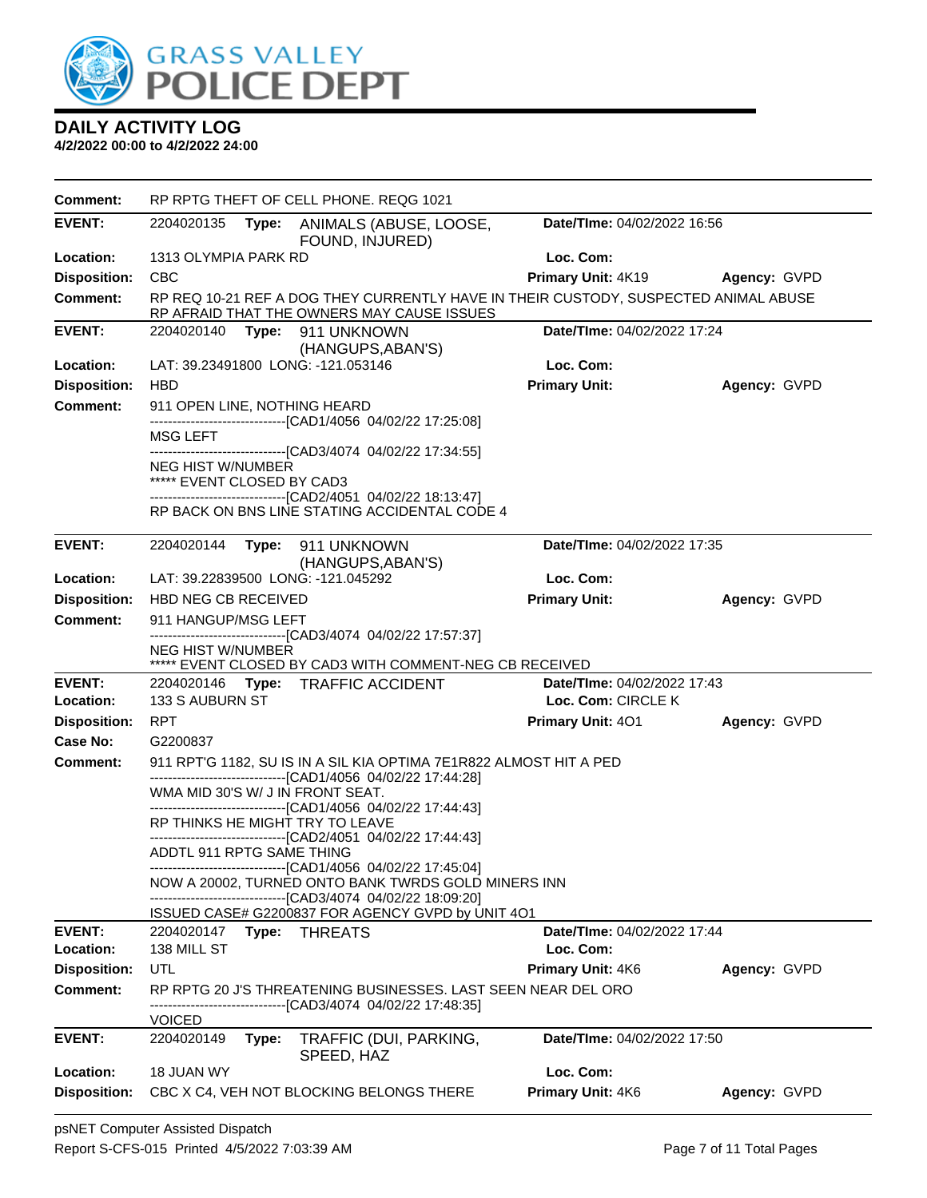# GRASS VALLEY POLICE DEPT

## DAILY ACTIVITY LOG

**4/2/2022 00:00 to 4/2/2022 24:00**

**Comment:** RP RPTG THEFT OF CELL PHONE. REQG 1021

---

**EVENT:** 2204020135 **Type:** ANIMALS (ABUSE, LOOSE, FOUND, INJURED) **Date/TIme:** 04/02/2022 16:56
**Location:** 1313 OLYMPIA PARK RD **Loc. Com:**
**Disposition:** CBC **Primary Unit:** 4K19 **Agency:** GVPD
**Comment:** RP REQ 10-21 REF A DOG THEY CURRENTLY HAVE IN THEIR CUSTODY, SUSPECTED ANIMAL ABUSE
RP AFRAID THAT THE OWNERS MAY CAUSE ISSUES

---

**EVENT:** 2204020140 **Type:** 911 UNKNOWN (HANGUPS,ABAN'S) **Date/TIme:** 04/02/2022 17:24
**Location:** LAT: 39.23491800 LONG: -121.053146 **Loc. Com:**
**Disposition:** HBD **Primary Unit:** **Agency:** GVPD
**Comment:** 911 OPEN LINE, NOTHING HEARD
------------------------------[CAD1/4056 04/02/22 17:25:08]
MSG LEFT
------------------------------[CAD3/4074 04/02/22 17:34:55]
NEG HIST W/NUMBER
***** EVENT CLOSED BY CAD3
------------------------------[CAD2/4051 04/02/22 18:13:47]
RP BACK ON BNS LINE STATING ACCIDENTAL CODE 4

---

**EVENT:** 2204020144 **Type:** 911 UNKNOWN (HANGUPS,ABAN'S) **Date/TIme:** 04/02/2022 17:35
**Location:** LAT: 39.22839500 LONG: -121.045292 **Loc. Com:**
**Disposition:** HBD NEG CB RECEIVED **Primary Unit:** **Agency:** GVPD
**Comment:** 911 HANGUP/MSG LEFT
------------------------------[CAD3/4074 04/02/22 17:57:37]
NEG HIST W/NUMBER
***** EVENT CLOSED BY CAD3 WITH COMMENT-NEG CB RECEIVED

---

**EVENT:** 2204020146 **Type:** TRAFFIC ACCIDENT **Date/TIme:** 04/02/2022 17:43
**Location:** 133 S AUBURN ST **Loc. Com:** CIRCLE K
**Disposition:** RPT **Primary Unit:** 4O1 **Agency:** GVPD
**Case No:** G2200837
**Comment:** 911 RPT'G 1182, SU IS IN A SIL KIA OPTIMA 7E1R822 ALMOST HIT A PED
------------------------------[CAD1/4056 04/02/22 17:44:28]
WMA MID 30'S W/ J IN FRONT SEAT.
------------------------------[CAD1/4056 04/02/22 17:44:43]
RP THINKS HE MIGHT TRY TO LEAVE
------------------------------[CAD2/4051 04/02/22 17:44:43]
ADDTL 911 RPTG SAME THING
------------------------------[CAD1/4056 04/02/22 17:45:04]
NOW A 20002, TURNED ONTO BANK TWRDS GOLD MINERS INN
------------------------------[CAD3/4074 04/02/22 18:09:20]
ISSUED CASE# G2200837 FOR AGENCY GVPD by UNIT 4O1

---

**EVENT:** 2204020147 **Type:** THREATS **Date/TIme:** 04/02/2022 17:44
**Location:** 138 MILL ST **Loc. Com:**
**Disposition:** UTL **Primary Unit:** 4K6 **Agency:** GVPD
**Comment:** RP RPTG 20 J'S THREATENING BUSINESSES. LAST SEEN NEAR DEL ORO
------------------------------[CAD3/4074 04/02/22 17:48:35]
VOICED

---

**EVENT:** 2204020149 **Type:** TRAFFIC (DUI, PARKING, SPEED, HAZ **Date/TIme:** 04/02/2022 17:50
**Location:** 18 JUAN WY **Loc. Com:**
**Disposition:** CBC X C4, VEH NOT BLOCKING BELONGS THERE **Primary Unit:** 4K6 **Agency:** GVPD

psNET Computer Assisted Dispatch
Report S-CFS-015 Printed 4/5/2022 7:03:39 AM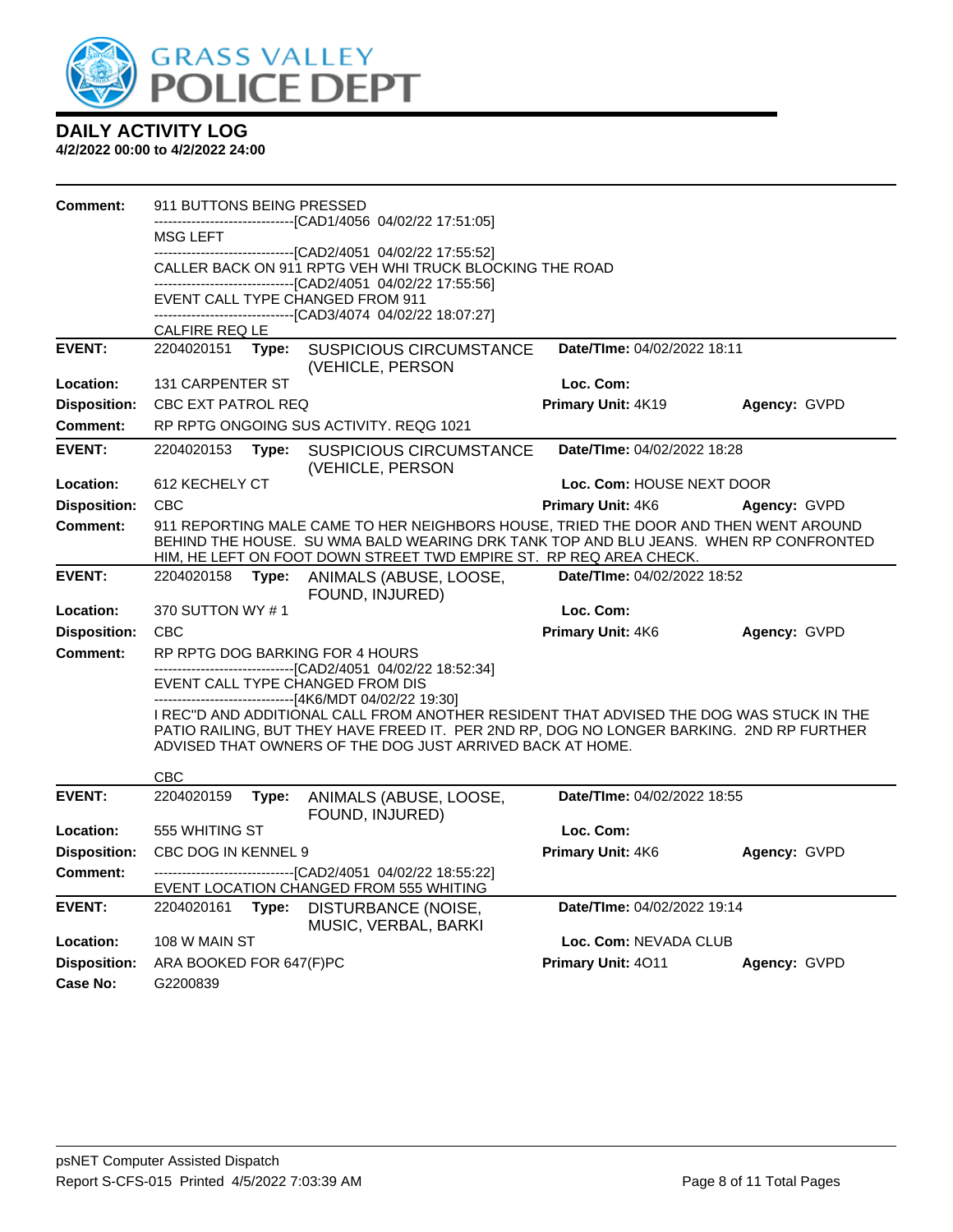# DAILY ACTIVITY LOG

**4/2/2022 00:00 to 4/2/2022 24:00**

**Comment:** 911 BUTTONS BEING PRESSED
------------------------------[CAD1/4056 04/02/22 17:51:05]
MSG LEFT
------------------------------[CAD2/4051 04/02/22 17:55:52]
CALLER BACK ON 911 RPTG VEH WHI TRUCK BLOCKING THE ROAD
------------------------------[CAD2/4051 04/02/22 17:55:56]
EVENT CALL TYPE CHANGED FROM 911
------------------------------[CAD3/4074 04/02/22 18:07:27]
CALFIRE REQ LE

---

**EVENT:** 2204020151 **Type:** SUSPICIOUS CIRCUMSTANCE (VEHICLE, PERSON **Date/TIme:** 04/02/2022 18:11
**Location:** 131 CARPENTER ST **Loc. Com:**
**Disposition:** CBC EXT PATROL REQ **Primary Unit:** 4K19 **Agency:** GVPD
**Comment:** RP RPTG ONGOING SUS ACTIVITY. REQG 1021

---

**EVENT:** 2204020153 **Type:** SUSPICIOUS CIRCUMSTANCE (VEHICLE, PERSON **Date/TIme:** 04/02/2022 18:28
**Location:** 612 KECHELY CT **Loc. Com:** HOUSE NEXT DOOR
**Disposition:** CBC **Primary Unit:** 4K6 **Agency:** GVPD
**Comment:** 911 REPORTING MALE CAME TO HER NEIGHBORS HOUSE, TRIED THE DOOR AND THEN WENT AROUND BEHIND THE HOUSE. SU WMA BALD WEARING DRK TANK TOP AND BLU JEANS. WHEN RP CONFRONTED HIM, HE LEFT ON FOOT DOWN STREET TWD EMPIRE ST. RP REQ AREA CHECK.

---

**EVENT:** 2204020158 **Type:** ANIMALS (ABUSE, LOOSE, FOUND, INJURED) **Date/TIme:** 04/02/2022 18:52
**Location:** 370 SUTTON WY # 1 **Loc. Com:**
**Disposition:** CBC **Primary Unit:** 4K6 **Agency:** GVPD
**Comment:** RP RPTG DOG BARKING FOR 4 HOURS
------------------------------[CAD2/4051 04/02/22 18:52:34]
EVENT CALL TYPE CHANGED FROM DIS
------------------------------[4K6/MDT 04/02/22 19:30]
I REC"D AND ADDITIONAL CALL FROM ANOTHER RESIDENT THAT ADVISED THE DOG WAS STUCK IN THE PATIO RAILING, BUT THEY HAVE FREED IT. PER 2ND RP, DOG NO LONGER BARKING. 2ND RP FURTHER ADVISED THAT OWNERS OF THE DOG JUST ARRIVED BACK AT HOME.

CBC

---

**EVENT:** 2204020159 **Type:** ANIMALS (ABUSE, LOOSE, FOUND, INJURED) **Date/TIme:** 04/02/2022 18:55
**Location:** 555 WHITING ST **Loc. Com:**
**Disposition:** CBC DOG IN KENNEL 9 **Primary Unit:** 4K6 **Agency:** GVPD
**Comment:** ------------------------------[CAD2/4051 04/02/22 18:55:22]
EVENT LOCATION CHANGED FROM 555 WHITING

---

**EVENT:** 2204020161 **Type:** DISTURBANCE (NOISE, MUSIC, VERBAL, BARKI **Date/TIme:** 04/02/2022 19:14
**Location:** 108 W MAIN ST **Loc. Com:** NEVADA CLUB
**Disposition:** ARA BOOKED FOR 647(F)PC **Primary Unit:** 4O11 **Agency:** GVPD
**Case No:** G2200839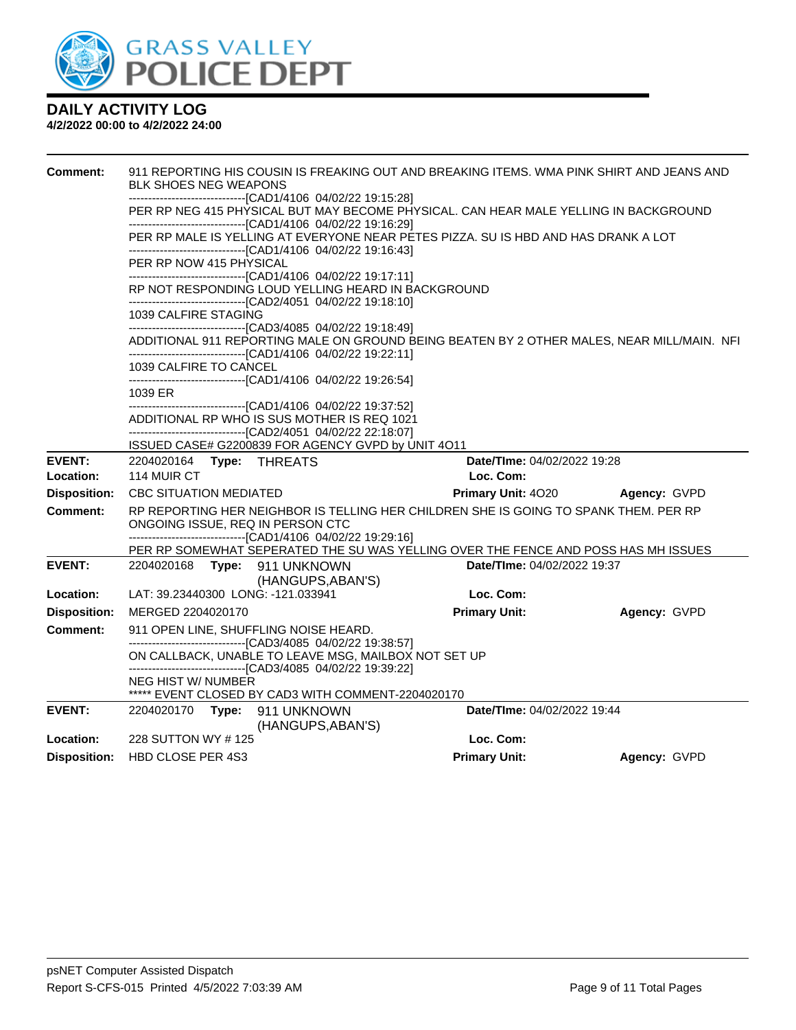# DAILY ACTIVITY LOG
**4/2/2022 00:00 to 4/2/2022 24:00**

**Comment:** 911 REPORTING HIS COUSIN IS FREAKING OUT AND BREAKING ITEMS. WMA PINK SHIRT AND JEANS AND BLK SHOES NEG WEAPONS
------------------------------[CAD1/4106 04/02/22 19:15:28]
PER RP NEG 415 PHYSICAL BUT MAY BECOME PHYSICAL. CAN HEAR MALE YELLING IN BACKGROUND
------------------------------[CAD1/4106 04/02/22 19:16:29]
PER RP MALE IS YELLING AT EVERYONE NEAR PETES PIZZA. SU IS HBD AND HAS DRANK A LOT
------------------------------[CAD1/4106 04/02/22 19:16:43]
PER RP NOW 415 PHYSICAL
------------------------------[CAD1/4106 04/02/22 19:17:11]
RP NOT RESPONDING LOUD YELLING HEARD IN BACKGROUND
------------------------------[CAD2/4051 04/02/22 19:18:10]
1039 CALFIRE STAGING
------------------------------[CAD3/4085 04/02/22 19:18:49]
ADDITIONAL 911 REPORTING MALE ON GROUND BEING BEATEN BY 2 OTHER MALES, NEAR MILL/MAIN. NFI
------------------------------[CAD1/4106 04/02/22 19:22:11]
1039 CALFIRE TO CANCEL
------------------------------[CAD1/4106 04/02/22 19:26:54]
1039 ER
------------------------------[CAD1/4106 04/02/22 19:37:52]
ADDITIONAL RP WHO IS SUS MOTHER IS REQ 1021
------------------------------[CAD2/4051 04/02/22 22:18:07]
ISSUED CASE# G2200839 FOR AGENCY GVPD by UNIT 4O11

---

**EVENT:** 2204020164 **Type:** THREATS **Date/TIme:** 04/02/2022 19:28
**Location:** 114 MUIR CT **Loc. Com:**
**Disposition:** CBC SITUATION MEDIATED **Primary Unit:** 4O20 **Agency:** GVPD
**Comment:** RP REPORTING HER NEIGHBOR IS TELLING HER CHILDREN SHE IS GOING TO SPANK THEM. PER RP ONGOING ISSUE, REQ IN PERSON CTC
------------------------------[CAD1/4106 04/02/22 19:29:16]
PER RP SOMEWHAT SEPERATED THE SU WAS YELLING OVER THE FENCE AND POSS HAS MH ISSUES

---

**EVENT:** 2204020168 **Type:** 911 UNKNOWN (HANGUPS,ABAN'S) **Date/TIme:** 04/02/2022 19:37
**Location:** LAT: 39.23440300 LONG: -121.033941 **Loc. Com:**
**Disposition:** MERGED 2204020170 **Primary Unit:** **Agency:** GVPD
**Comment:** 911 OPEN LINE, SHUFFLING NOISE HEARD.
------------------------------[CAD3/4085 04/02/22 19:38:57]
ON CALLBACK, UNABLE TO LEAVE MSG, MAILBOX NOT SET UP
------------------------------[CAD3/4085 04/02/22 19:39:22]
NEG HIST W/ NUMBER
***** EVENT CLOSED BY CAD3 WITH COMMENT-2204020170

---

**EVENT:** 2204020170 **Type:** 911 UNKNOWN (HANGUPS,ABAN'S) **Date/TIme:** 04/02/2022 19:44
**Location:** 228 SUTTON WY # 125 **Loc. Com:**
**Disposition:** HBD CLOSE PER 4S3 **Primary Unit:** **Agency:** GVPD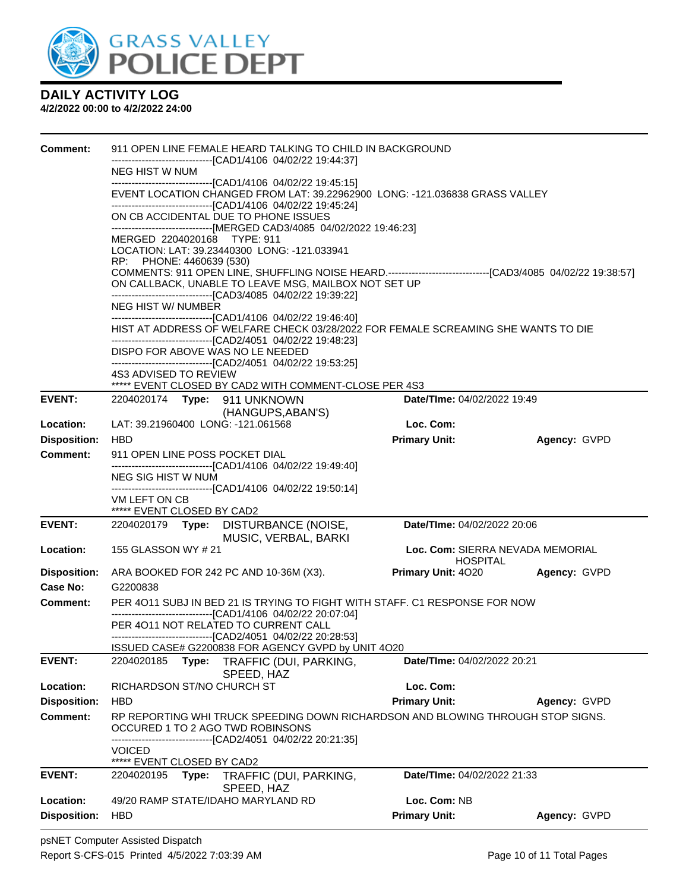## DAILY ACTIVITY LOG
**4/2/2022 00:00 to 4/2/2022 24:00**

**Comment:** 911 OPEN LINE FEMALE HEARD TALKING TO CHILD IN BACKGROUND
------------------------------[CAD1/4106 04/02/22 19:44:37]
NEG HIST W NUM
------------------------------[CAD1/4106 04/02/22 19:45:15]
EVENT LOCATION CHANGED FROM LAT: 39.22962900 LONG: -121.036838 GRASS VALLEY
------------------------------[CAD1/4106 04/02/22 19:45:24]
ON CB ACCIDENTAL DUE TO PHONE ISSUES
------------------------------[MERGED CAD3/4085 04/02/2022 19:46:23]
MERGED 2204020168 TYPE: 911
LOCATION: LAT: 39.23440300 LONG: -121.033941
RP: PHONE: 4460639 (530)
COMMENTS: 911 OPEN LINE, SHUFFLING NOISE HEARD.------------------------------[CAD3/4085 04/02/22 19:38:57]
ON CALLBACK, UNABLE TO LEAVE MSG, MAILBOX NOT SET UP
------------------------------[CAD3/4085 04/02/22 19:39:22]
NEG HIST W/ NUMBER
------------------------------[CAD1/4106 04/02/22 19:46:40]
HIST AT ADDRESS OF WELFARE CHECK 03/28/2022 FOR FEMALE SCREAMING SHE WANTS TO DIE
------------------------------[CAD2/4051 04/02/22 19:48:23]
DISPO FOR ABOVE WAS NO LE NEEDED
------------------------------[CAD2/4051 04/02/22 19:53:25]
4S3 ADVISED TO REVIEW
***** EVENT CLOSED BY CAD2 WITH COMMENT-CLOSE PER 4S3

---

**EVENT:** 2204020174 **Type:** 911 UNKNOWN (HANGUPS,ABAN'S) **Date/TIme:** 04/02/2022 19:49
**Location:** LAT: 39.21960400 LONG: -121.061568 **Loc. Com:**
**Disposition:** HBD **Primary Unit:** **Agency:** GVPD
**Comment:** 911 OPEN LINE POSS POCKET DIAL
------------------------------[CAD1/4106 04/02/22 19:49:40]
NEG SIG HIST W NUM
------------------------------[CAD1/4106 04/02/22 19:50:14]
VM LEFT ON CB
***** EVENT CLOSED BY CAD2

---

**EVENT:** 2204020179 **Type:** DISTURBANCE (NOISE, MUSIC, VERBAL, BARKI **Date/TIme:** 04/02/2022 20:06
**Location:** 155 GLASSON WY # 21 **Loc. Com:** SIERRA NEVADA MEMORIAL HOSPITAL
**Disposition:** ARA BOOKED FOR 242 PC AND 10-36M (X3). **Primary Unit:** 4O20 **Agency:** GVPD
**Case No:** G2200838
**Comment:** PER 4O11 SUBJ IN BED 21 IS TRYING TO FIGHT WITH STAFF. C1 RESPONSE FOR NOW
------------------------------[CAD1/4106 04/02/22 20:07:04]
PER 4O11 NOT RELATED TO CURRENT CALL
------------------------------[CAD2/4051 04/02/22 20:28:53]
ISSUED CASE# G2200838 FOR AGENCY GVPD by UNIT 4O20

---

**EVENT:** 2204020185 **Type:** TRAFFIC (DUI, PARKING, SPEED, HAZ **Date/TIme:** 04/02/2022 20:21
**Location:** RICHARDSON ST/NO CHURCH ST **Loc. Com:**
**Disposition:** HBD **Primary Unit:** **Agency:** GVPD
**Comment:** RP REPORTING WHI TRUCK SPEEDING DOWN RICHARDSON AND BLOWING THROUGH STOP SIGNS. OCCURED 1 TO 2 AGO TWD ROBINSONS
------------------------------[CAD2/4051 04/02/22 20:21:35]
VOICED
***** EVENT CLOSED BY CAD2

---

**EVENT:** 2204020195 **Type:** TRAFFIC (DUI, PARKING, SPEED, HAZ **Date/TIme:** 04/02/2022 21:33
**Location:** 49/20 RAMP STATE/IDAHO MARYLAND RD **Loc. Com:** NB
**Disposition:** HBD **Primary Unit:** **Agency:** GVPD

psNET Computer Assisted Dispatch
Report S-CFS-015 Printed 4/5/2022 7:03:39 AM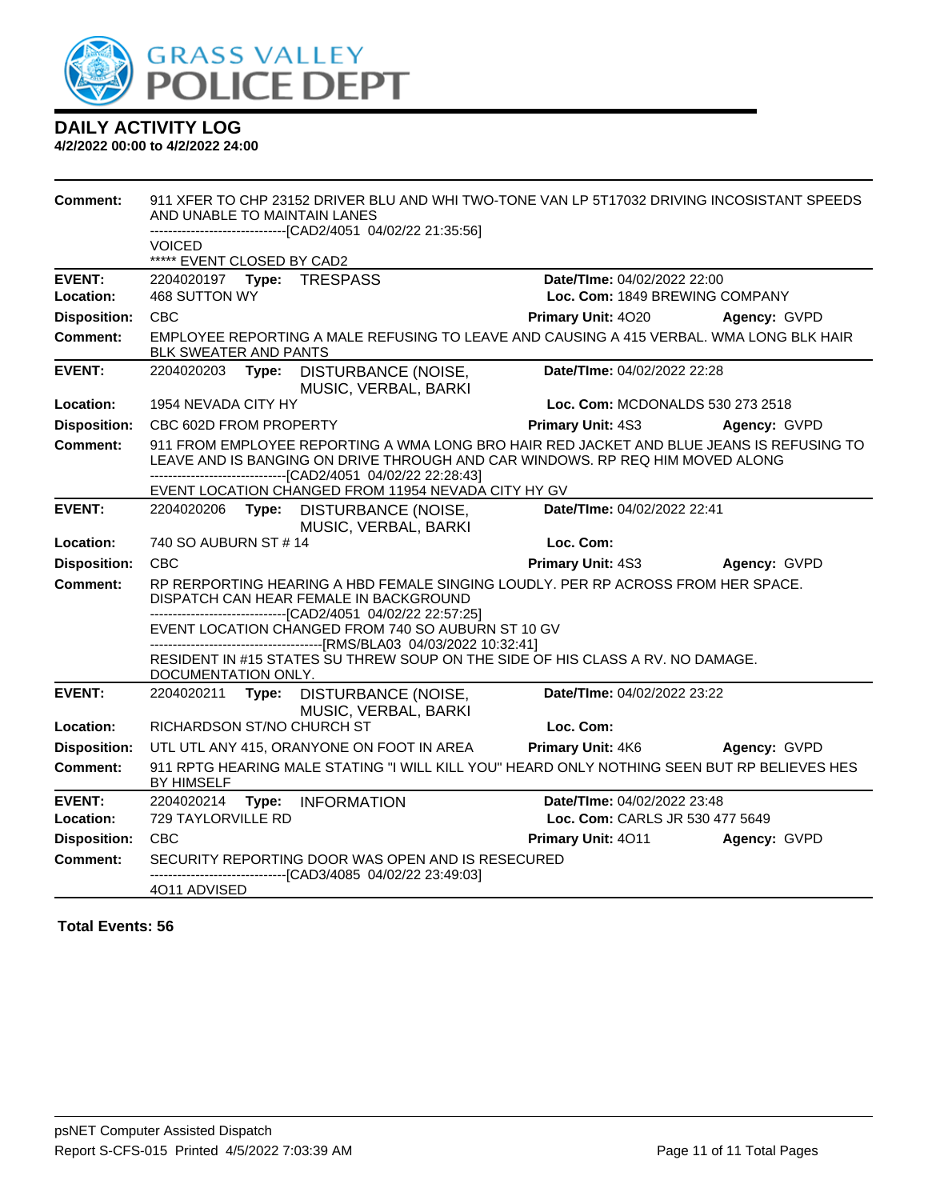# GRASS VALLEY POLICE DEPT

## DAILY ACTIVITY LOG

**4/2/2022 00:00 to 4/2/2022 24:00**

**Comment:** 911 XFER TO CHP 23152 DRIVER BLU AND WHI TWO-TONE VAN LP 5T17032 DRIVING INCOSISTANT SPEEDS AND UNABLE TO MAINTAIN LANES
------------------------------[CAD2/4051 04/02/22 21:35:56]
VOICED
***** EVENT CLOSED BY CAD2

---

**EVENT:** 2204020197 **Type:** TRESPASS **Date/TIme:** 04/02/2022 22:00
**Location:** 468 SUTTON WY **Loc. Com:** 1849 BREWING COMPANY
**Disposition:** CBC **Primary Unit:** 4O20 **Agency:** GVPD
**Comment:** EMPLOYEE REPORTING A MALE REFUSING TO LEAVE AND CAUSING A 415 VERBAL. WMA LONG BLK HAIR BLK SWEATER AND PANTS

---

**EVENT:** 2204020203 **Type:** DISTURBANCE (NOISE, MUSIC, VERBAL, BARKI **Date/TIme:** 04/02/2022 22:28
**Location:** 1954 NEVADA CITY HY **Loc. Com:** MCDONALDS 530 273 2518
**Disposition:** CBC 602D FROM PROPERTY **Primary Unit:** 4S3 **Agency:** GVPD
**Comment:** 911 FROM EMPLOYEE REPORTING A WMA LONG BRO HAIR RED JACKET AND BLUE JEANS IS REFUSING TO LEAVE AND IS BANGING ON DRIVE THROUGH AND CAR WINDOWS. RP REQ HIM MOVED ALONG
------------------------------[CAD2/4051 04/02/22 22:28:43]
EVENT LOCATION CHANGED FROM 11954 NEVADA CITY HY GV

---

**EVENT:** 2204020206 **Type:** DISTURBANCE (NOISE, MUSIC, VERBAL, BARKI **Date/TIme:** 04/02/2022 22:41
**Location:** 740 SO AUBURN ST # 14 **Loc. Com:**
**Disposition:** CBC **Primary Unit:** 4S3 **Agency:** GVPD
**Comment:** RP RERPORTING HEARING A HBD FEMALE SINGING LOUDLY. PER RP ACROSS FROM HER SPACE. DISPATCH CAN HEAR FEMALE IN BACKGROUND
------------------------------[CAD2/4051 04/02/22 22:57:25]
EVENT LOCATION CHANGED FROM 740 SO AUBURN ST 10 GV
--------------------------------------[RMS/BLA03 04/03/2022 10:32:41]
RESIDENT IN #15 STATES SU THREW SOUP ON THE SIDE OF HIS CLASS A RV. NO DAMAGE. DOCUMENTATION ONLY.

---

**EVENT:** 2204020211 **Type:** DISTURBANCE (NOISE, MUSIC, VERBAL, BARKI **Date/TIme:** 04/02/2022 23:22
**Location:** RICHARDSON ST/NO CHURCH ST **Loc. Com:**
**Disposition:** UTL UTL ANY 415, ORANYONE ON FOOT IN AREA **Primary Unit:** 4K6 **Agency:** GVPD
**Comment:** 911 RPTG HEARING MALE STATING "I WILL KILL YOU" HEARD ONLY NOTHING SEEN BUT RP BELIEVES HES BY HIMSELF

---

**EVENT:** 2204020214 **Type:** INFORMATION **Date/TIme:** 04/02/2022 23:48
**Location:** 729 TAYLORVILLE RD **Loc. Com:** CARLS JR 530 477 5649
**Disposition:** CBC **Primary Unit:** 4O11 **Agency:** GVPD
**Comment:** SECURITY REPORTING DOOR WAS OPEN AND IS RESECURED
------------------------------[CAD3/4085 04/02/22 23:49:03]
4O11 ADVISED

---

**Total Events: 56**